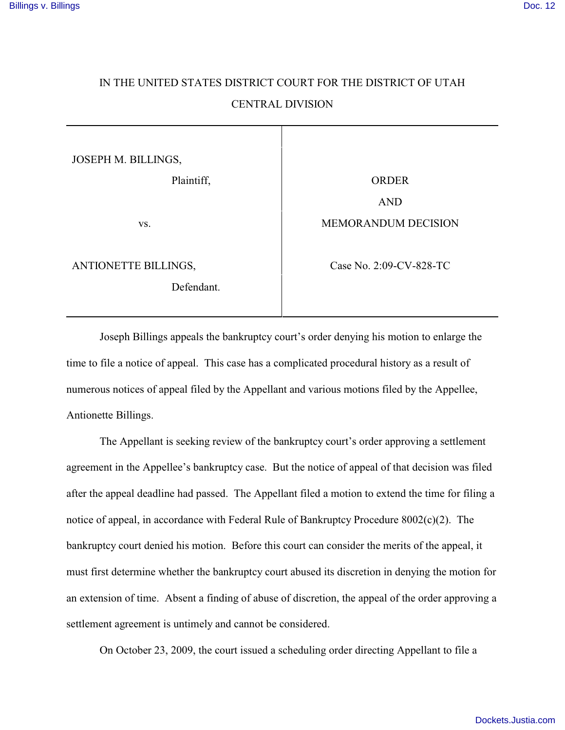IN THE UNITED STATES DISTRICT COURT FOR THE DISTRICT OF UTAH

CENTRAL DIVISION

| | |
|---|---|
| JOSEPH M. BILLINGS,<br>Plaintiff,<br><br>vs.<br><br>ANTIONETTE BILLINGS,<br>Defendant. | ORDER<br>AND<br>MEMORANDUM DECISION<br><br>Case No. 2:09-CV-828-TC |

Joseph Billings appeals the bankruptcy court's order denying his motion to enlarge the time to file a notice of appeal. This case has a complicated procedural history as a result of numerous notices of appeal filed by the Appellant and various motions filed by the Appellee, Antionette Billings.

The Appellant is seeking review of the bankruptcy court's order approving a settlement agreement in the Appellee's bankruptcy case. But the notice of appeal of that decision was filed after the appeal deadline had passed. The Appellant filed a motion to extend the time for filing a notice of appeal, in accordance with Federal Rule of Bankruptcy Procedure 8002(c)(2). The bankruptcy court denied his motion. Before this court can consider the merits of the appeal, it must first determine whether the bankruptcy court abused its discretion in denying the motion for an extension of time. Absent a finding of abuse of discretion, the appeal of the order approving a settlement agreement is untimely and cannot be considered.

On October 23, 2009, the court issued a scheduling order directing Appellant to file a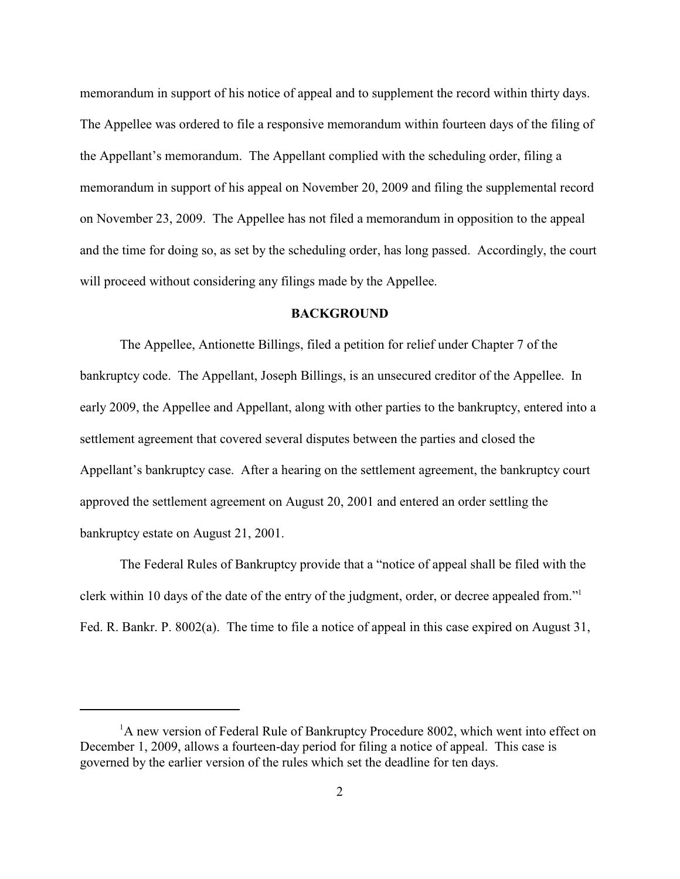memorandum in support of his notice of appeal and to supplement the record within thirty days. The Appellee was ordered to file a responsive memorandum within fourteen days of the filing of the Appellant's memorandum. The Appellant complied with the scheduling order, filing a memorandum in support of his appeal on November 20, 2009 and filing the supplemental record on November 23, 2009. The Appellee has not filed a memorandum in opposition to the appeal and the time for doing so, as set by the scheduling order, has long passed. Accordingly, the court will proceed without considering any filings made by the Appellee.

## BACKGROUND

The Appellee, Antionette Billings, filed a petition for relief under Chapter 7 of the bankruptcy code. The Appellant, Joseph Billings, is an unsecured creditor of the Appellee. In early 2009, the Appellee and Appellant, along with other parties to the bankruptcy, entered into a settlement agreement that covered several disputes between the parties and closed the Appellant's bankruptcy case. After a hearing on the settlement agreement, the bankruptcy court approved the settlement agreement on August 20, 2001 and entered an order settling the bankruptcy estate on August 21, 2001.

The Federal Rules of Bankruptcy provide that a "notice of appeal shall be filed with the clerk within 10 days of the date of the entry of the judgment, order, or decree appealed from."[1] Fed. R. Bankr. P. 8002(a). The time to file a notice of appeal in this case expired on August 31,

[1] A new version of Federal Rule of Bankruptcy Procedure 8002, which went into effect on December 1, 2009, allows a fourteen-day period for filing a notice of appeal. This case is governed by the earlier version of the rules which set the deadline for ten days.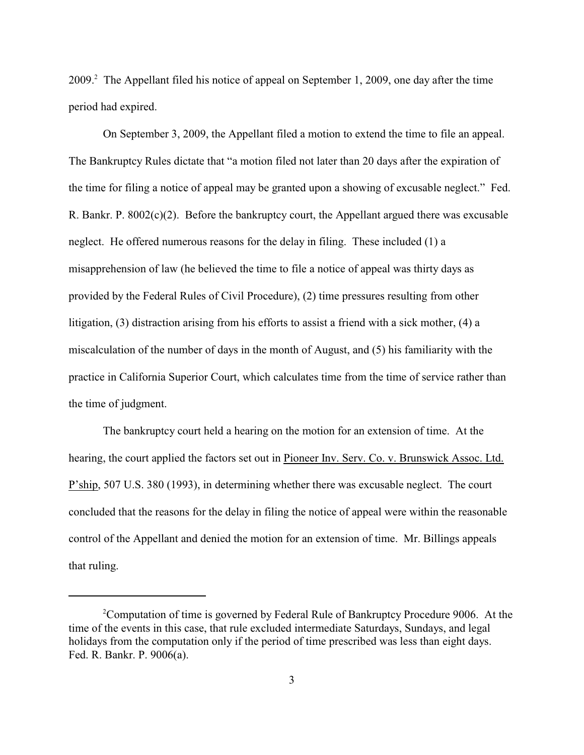2009.[2] The Appellant filed his notice of appeal on September 1, 2009, one day after the time period had expired.

On September 3, 2009, the Appellant filed a motion to extend the time to file an appeal. The Bankruptcy Rules dictate that "a motion filed not later than 20 days after the expiration of the time for filing a notice of appeal may be granted upon a showing of excusable neglect." Fed. R. Bankr. P. 8002(c)(2). Before the bankruptcy court, the Appellant argued there was excusable neglect. He offered numerous reasons for the delay in filing. These included (1) a misapprehension of law (he believed the time to file a notice of appeal was thirty days as provided by the Federal Rules of Civil Procedure), (2) time pressures resulting from other litigation, (3) distraction arising from his efforts to assist a friend with a sick mother, (4) a miscalculation of the number of days in the month of August, and (5) his familiarity with the practice in California Superior Court, which calculates time from the time of service rather than the time of judgment.

The bankruptcy court held a hearing on the motion for an extension of time. At the hearing, the court applied the factors set out in Pioneer Inv. Serv. Co. v. Brunswick Assoc. Ltd. P'ship, 507 U.S. 380 (1993), in determining whether there was excusable neglect. The court concluded that the reasons for the delay in filing the notice of appeal were within the reasonable control of the Appellant and denied the motion for an extension of time. Mr. Billings appeals that ruling.

---

[2] Computation of time is governed by Federal Rule of Bankruptcy Procedure 9006. At the time of the events in this case, that rule excluded intermediate Saturdays, Sundays, and legal holidays from the computation only if the period of time prescribed was less than eight days. Fed. R. Bankr. P. 9006(a).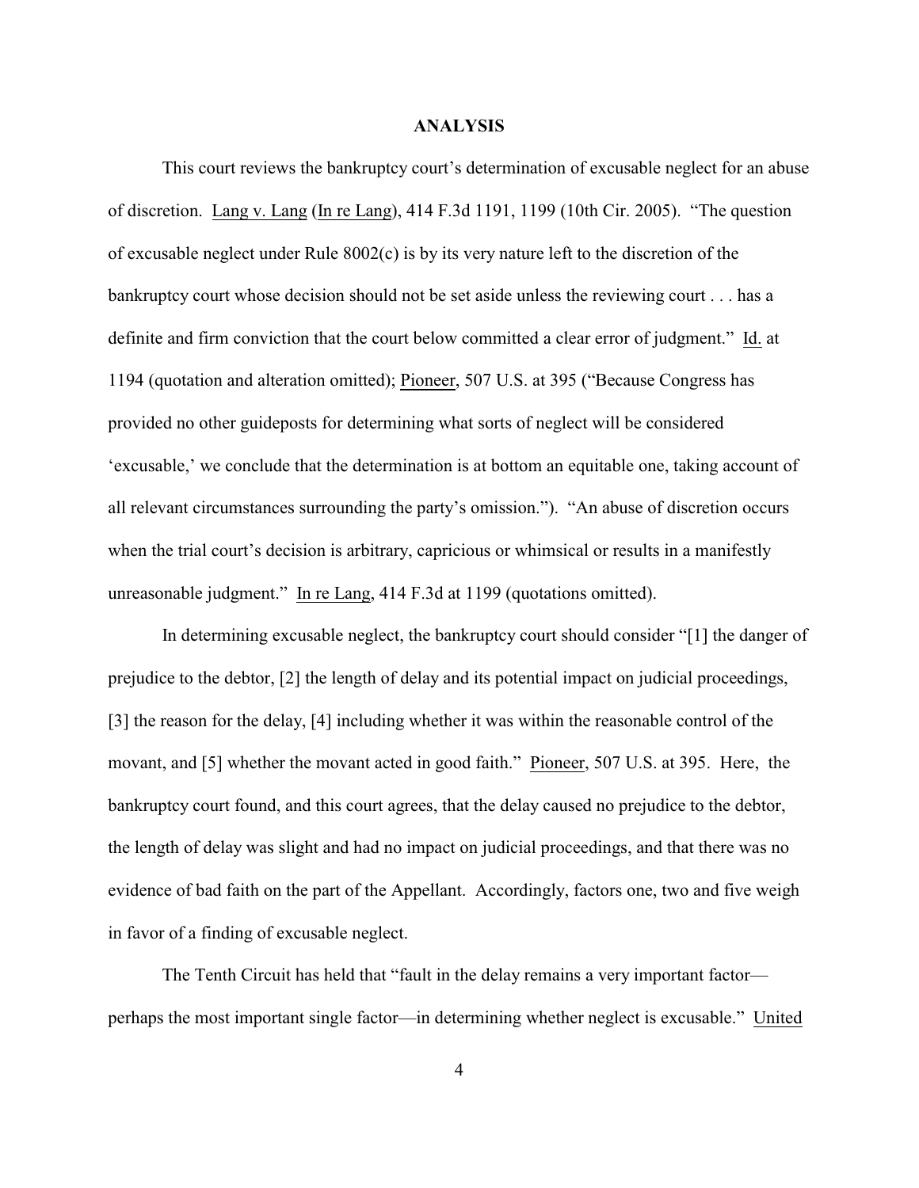## ANALYSIS

This court reviews the bankruptcy court's determination of excusable neglect for an abuse of discretion. Lang v. Lang (In re Lang), 414 F.3d 1191, 1199 (10th Cir. 2005). "The question of excusable neglect under Rule 8002(c) is by its very nature left to the discretion of the bankruptcy court whose decision should not be set aside unless the reviewing court . . . has a definite and firm conviction that the court below committed a clear error of judgment." Id. at 1194 (quotation and alteration omitted); Pioneer, 507 U.S. at 395 ("Because Congress has provided no other guideposts for determining what sorts of neglect will be considered 'excusable,' we conclude that the determination is at bottom an equitable one, taking account of all relevant circumstances surrounding the party's omission."). "An abuse of discretion occurs when the trial court's decision is arbitrary, capricious or whimsical or results in a manifestly unreasonable judgment." In re Lang, 414 F.3d at 1199 (quotations omitted).

In determining excusable neglect, the bankruptcy court should consider "[1] the danger of prejudice to the debtor, [2] the length of delay and its potential impact on judicial proceedings, [3] the reason for the delay, [4] including whether it was within the reasonable control of the movant, and [5] whether the movant acted in good faith." Pioneer, 507 U.S. at 395. Here, the bankruptcy court found, and this court agrees, that the delay caused no prejudice to the debtor, the length of delay was slight and had no impact on judicial proceedings, and that there was no evidence of bad faith on the part of the Appellant. Accordingly, factors one, two and five weigh in favor of a finding of excusable neglect.

The Tenth Circuit has held that "fault in the delay remains a very important factor—perhaps the most important single factor—in determining whether neglect is excusable." United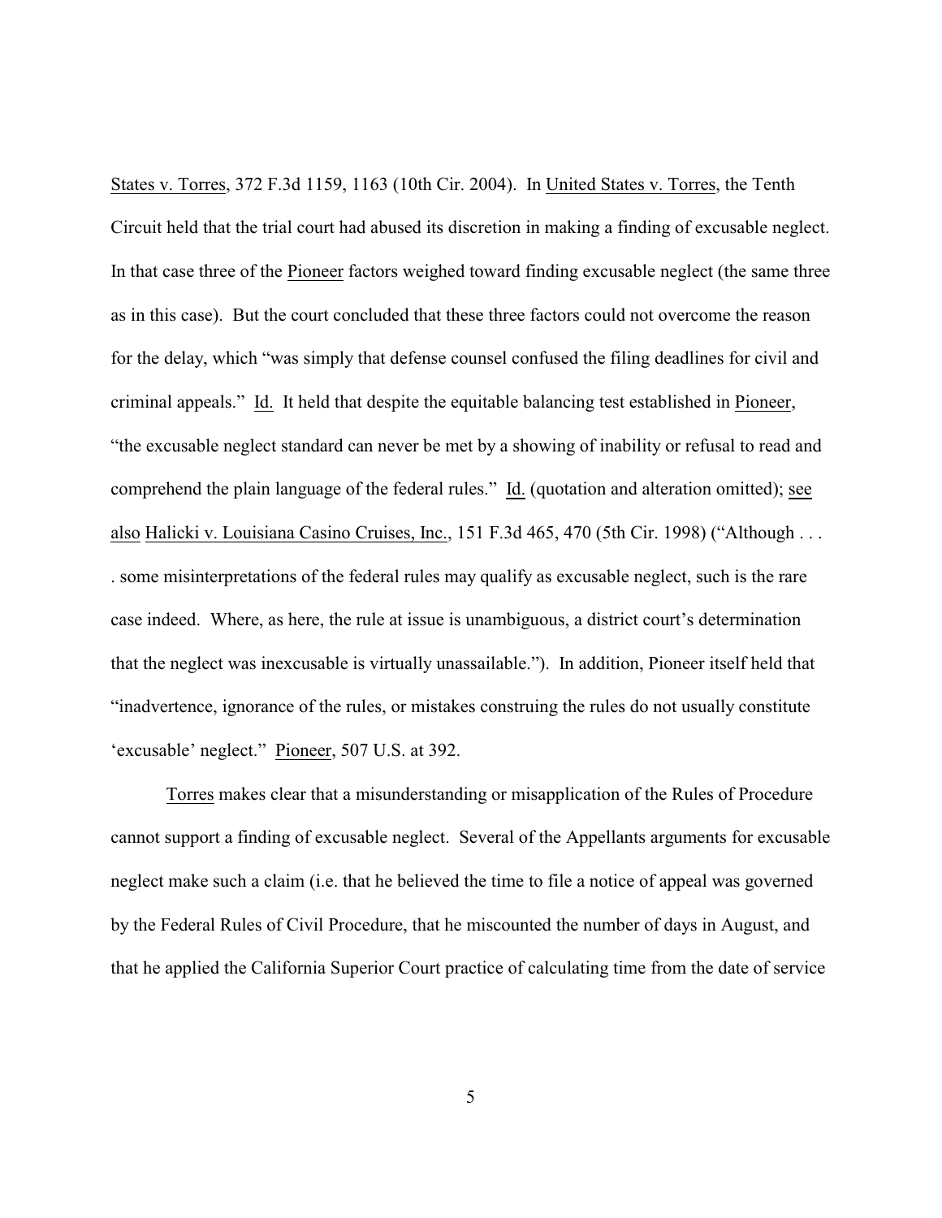States v. Torres, 372 F.3d 1159, 1163 (10th Cir. 2004). In United States v. Torres, the Tenth Circuit held that the trial court had abused its discretion in making a finding of excusable neglect. In that case three of the Pioneer factors weighed toward finding excusable neglect (the same three as in this case). But the court concluded that these three factors could not overcome the reason for the delay, which "was simply that defense counsel confused the filing deadlines for civil and criminal appeals." Id. It held that despite the equitable balancing test established in Pioneer, "the excusable neglect standard can never be met by a showing of inability or refusal to read and comprehend the plain language of the federal rules." Id. (quotation and alteration omitted); see also Halicki v. Louisiana Casino Cruises, Inc., 151 F.3d 465, 470 (5th Cir. 1998) ("Although . . . . some misinterpretations of the federal rules may qualify as excusable neglect, such is the rare case indeed. Where, as here, the rule at issue is unambiguous, a district court's determination that the neglect was inexcusable is virtually unassailable."). In addition, Pioneer itself held that "inadvertence, ignorance of the rules, or mistakes construing the rules do not usually constitute 'excusable' neglect." Pioneer, 507 U.S. at 392.

Torres makes clear that a misunderstanding or misapplication of the Rules of Procedure cannot support a finding of excusable neglect. Several of the Appellants arguments for excusable neglect make such a claim (i.e. that he believed the time to file a notice of appeal was governed by the Federal Rules of Civil Procedure, that he miscounted the number of days in August, and that he applied the California Superior Court practice of calculating time from the date of service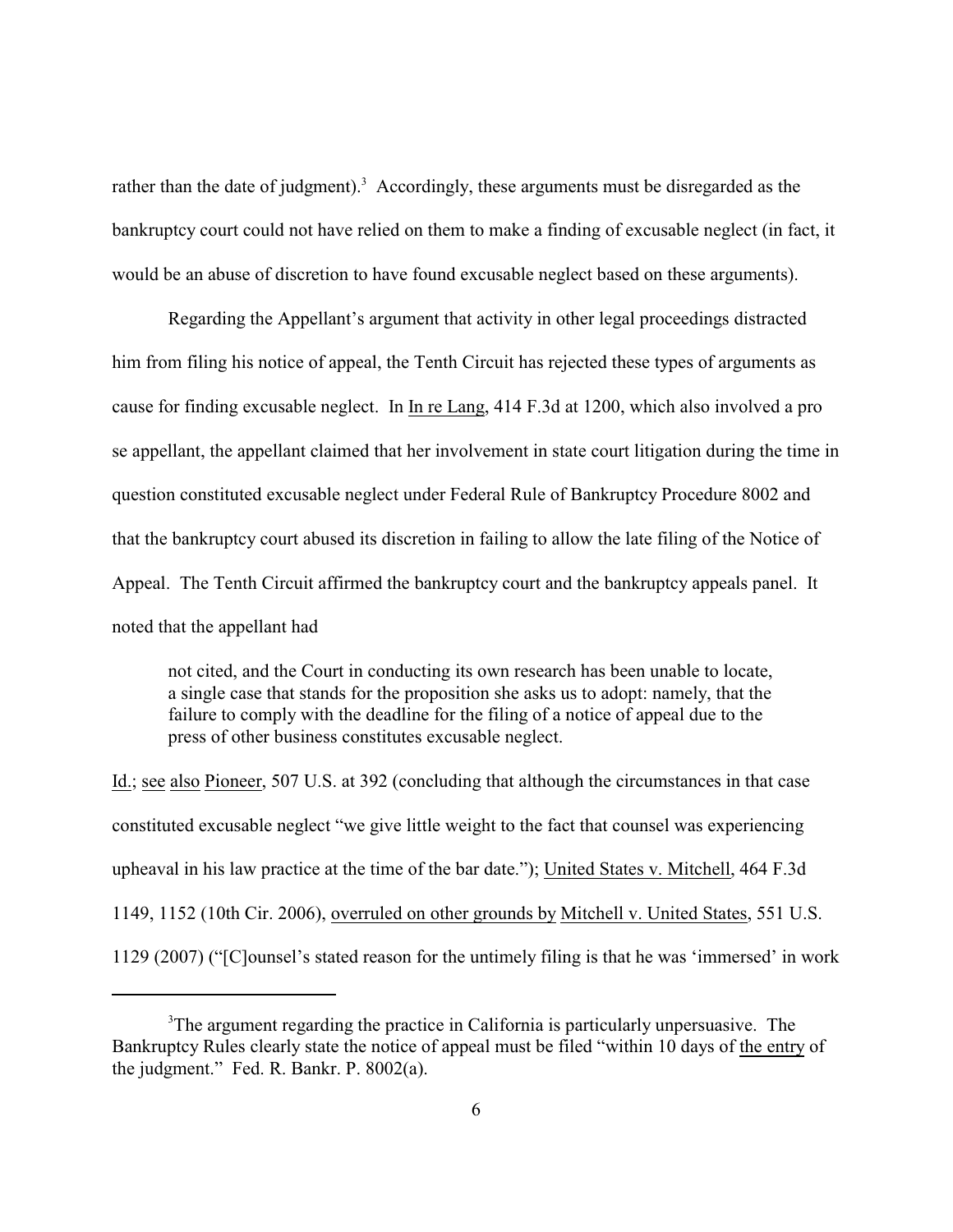rather than the date of judgment).[3] Accordingly, these arguments must be disregarded as the bankruptcy court could not have relied on them to make a finding of excusable neglect (in fact, it would be an abuse of discretion to have found excusable neglect based on these arguments).

Regarding the Appellant's argument that activity in other legal proceedings distracted him from filing his notice of appeal, the Tenth Circuit has rejected these types of arguments as cause for finding excusable neglect. In In re Lang, 414 F.3d at 1200, which also involved a pro se appellant, the appellant claimed that her involvement in state court litigation during the time in question constituted excusable neglect under Federal Rule of Bankruptcy Procedure 8002 and that the bankruptcy court abused its discretion in failing to allow the late filing of the Notice of Appeal. The Tenth Circuit affirmed the bankruptcy court and the bankruptcy appeals panel. It noted that the appellant had

> not cited, and the Court in conducting its own research has been unable to locate, a single case that stands for the proposition she asks us to adopt: namely, that the failure to comply with the deadline for the filing of a notice of appeal due to the press of other business constitutes excusable neglect.

Id.; see also Pioneer, 507 U.S. at 392 (concluding that although the circumstances in that case constituted excusable neglect "we give little weight to the fact that counsel was experiencing upheaval in his law practice at the time of the bar date."); United States v. Mitchell, 464 F.3d 1149, 1152 (10th Cir. 2006), overruled on other grounds by Mitchell v. United States, 551 U.S. 1129 (2007) ("[C]ounsel's stated reason for the untimely filing is that he was 'immersed' in work

---

[3]The argument regarding the practice in California is particularly unpersuasive. The Bankruptcy Rules clearly state the notice of appeal must be filed "within 10 days of the entry of the judgment." Fed. R. Bankr. P. 8002(a).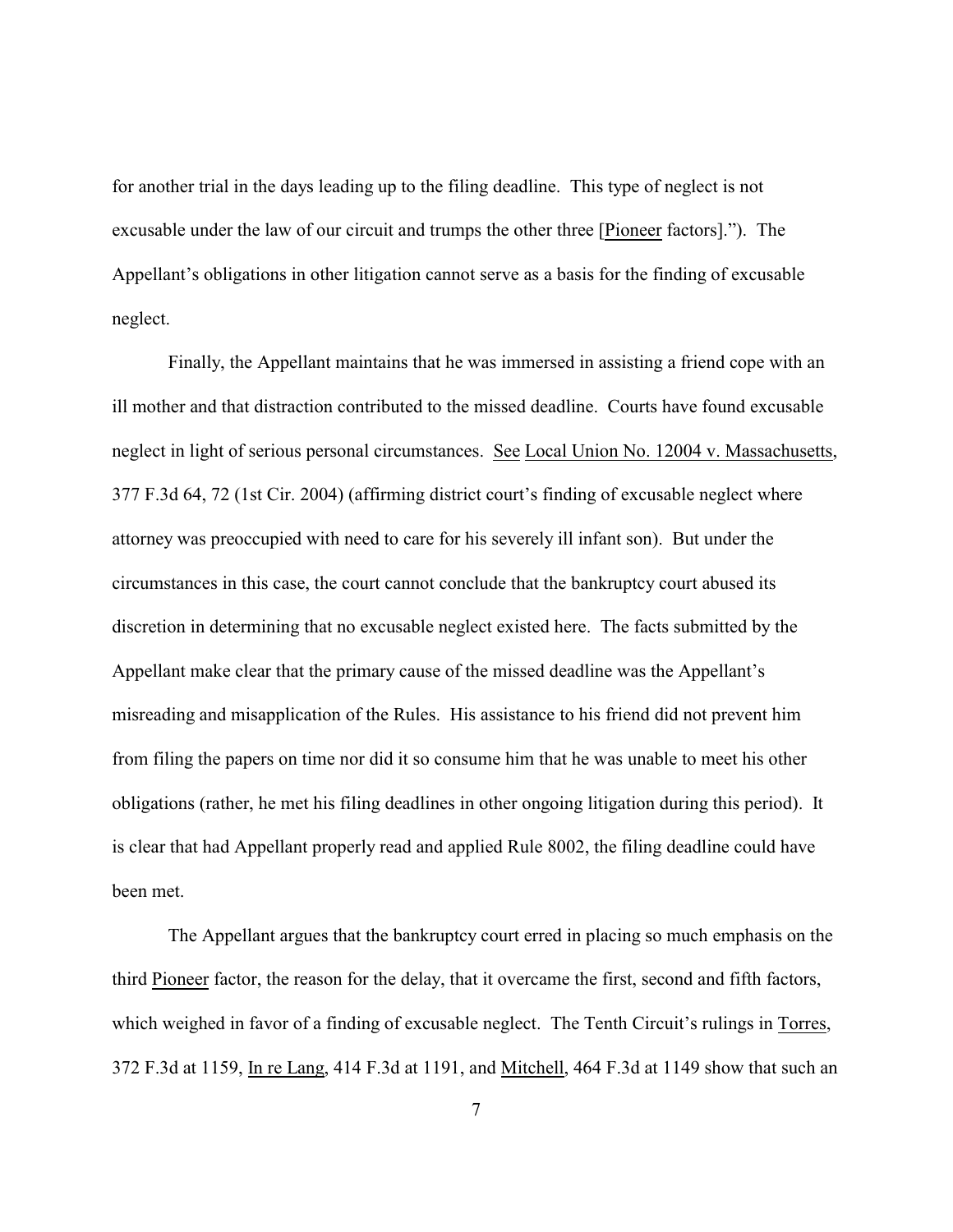for another trial in the days leading up to the filing deadline. This type of neglect is not excusable under the law of our circuit and trumps the other three [Pioneer factors]."). The Appellant's obligations in other litigation cannot serve as a basis for the finding of excusable neglect.

Finally, the Appellant maintains that he was immersed in assisting a friend cope with an ill mother and that distraction contributed to the missed deadline. Courts have found excusable neglect in light of serious personal circumstances. See Local Union No. 12004 v. Massachusetts, 377 F.3d 64, 72 (1st Cir. 2004) (affirming district court's finding of excusable neglect where attorney was preoccupied with need to care for his severely ill infant son). But under the circumstances in this case, the court cannot conclude that the bankruptcy court abused its discretion in determining that no excusable neglect existed here. The facts submitted by the Appellant make clear that the primary cause of the missed deadline was the Appellant's misreading and misapplication of the Rules. His assistance to his friend did not prevent him from filing the papers on time nor did it so consume him that he was unable to meet his other obligations (rather, he met his filing deadlines in other ongoing litigation during this period). It is clear that had Appellant properly read and applied Rule 8002, the filing deadline could have been met.

The Appellant argues that the bankruptcy court erred in placing so much emphasis on the third Pioneer factor, the reason for the delay, that it overcame the first, second and fifth factors, which weighed in favor of a finding of excusable neglect. The Tenth Circuit's rulings in Torres, 372 F.3d at 1159, In re Lang, 414 F.3d at 1191, and Mitchell, 464 F.3d at 1149 show that such an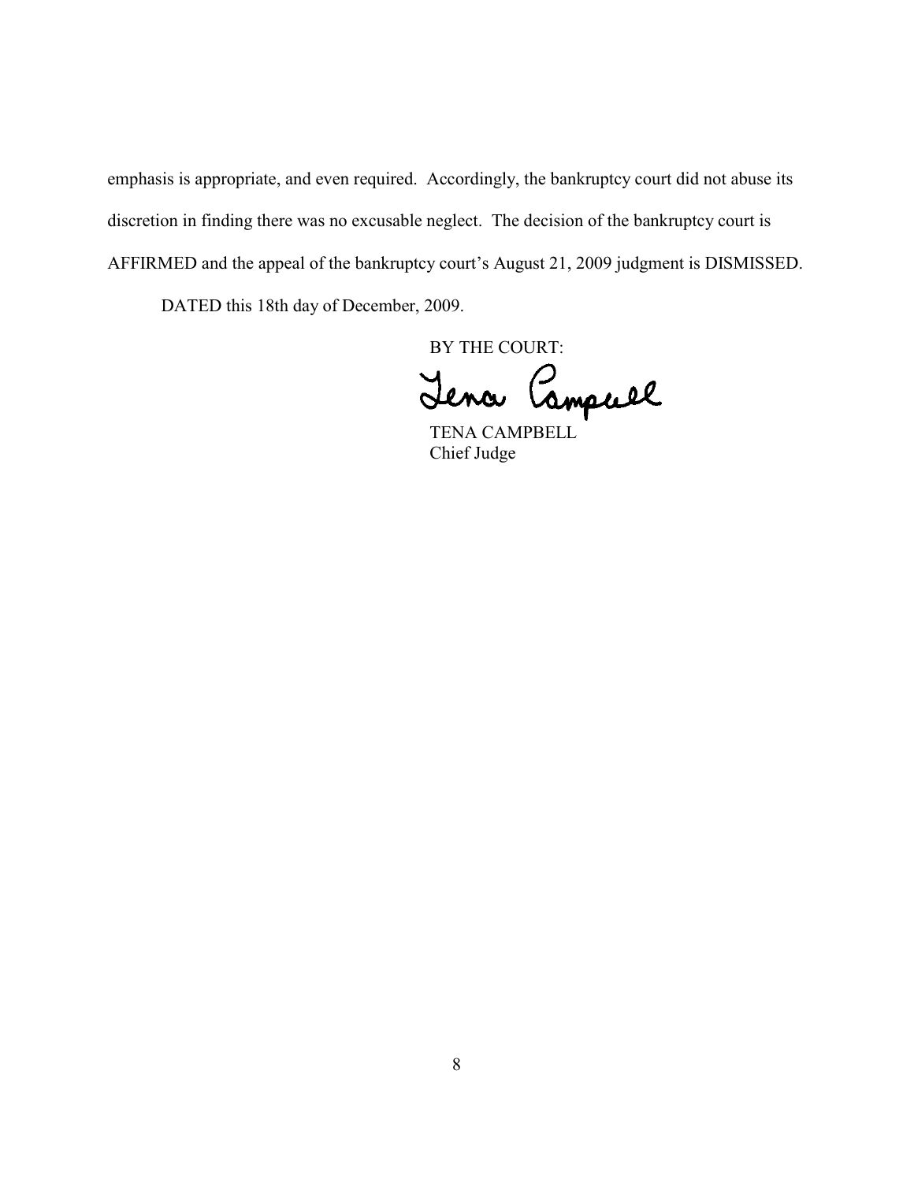emphasis is appropriate, and even required. Accordingly, the bankruptcy court did not abuse its discretion in finding there was no excusable neglect. The decision of the bankruptcy court is AFFIRMED and the appeal of the bankruptcy court's August 21, 2009 judgment is DISMISSED.

DATED this 18th day of December, 2009.

BY THE COURT:

TENA CAMPBELL
Chief Judge